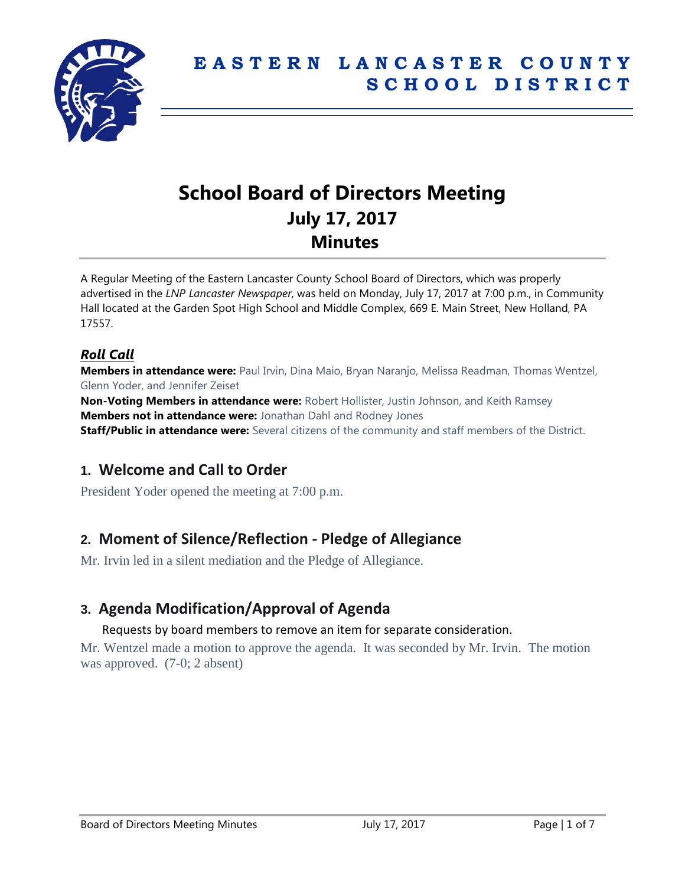# EASTERN LANCASTER COUNTY SCHOOL DISTRICT

# School Board of Directors Meeting
## July 17, 2017
## Minutes

A Regular Meeting of the Eastern Lancaster County School Board of Directors, which was properly advertised in the *LNP Lancaster Newspaper*, was held on Monday, July 17, 2017 at 7:00 p.m., in Community Hall located at the Garden Spot High School and Middle Complex, 669 E. Main Street, New Holland, PA 17557.

### *Roll Call*

**Members in attendance were:** Paul Irvin, Dina Maio, Bryan Naranjo, Melissa Readman, Thomas Wentzel, Glenn Yoder, and Jennifer Zeiset

**Non-Voting Members in attendance were:** Robert Hollister, Justin Johnson, and Keith Ramsey

**Members not in attendance were:** Jonathan Dahl and Rodney Jones

**Staff/Public in attendance were:** Several citizens of the community and staff members of the District.

## 1. Welcome and Call to Order

President Yoder opened the meeting at 7:00 p.m.

## 2. Moment of Silence/Reflection - Pledge of Allegiance

Mr. Irvin led in a silent mediation and the Pledge of Allegiance.

## 3. Agenda Modification/Approval of Agenda

Requests by board members to remove an item for separate consideration.

Mr. Wentzel made a motion to approve the agenda. It was seconded by Mr. Irvin. The motion was approved. (7-0; 2 absent)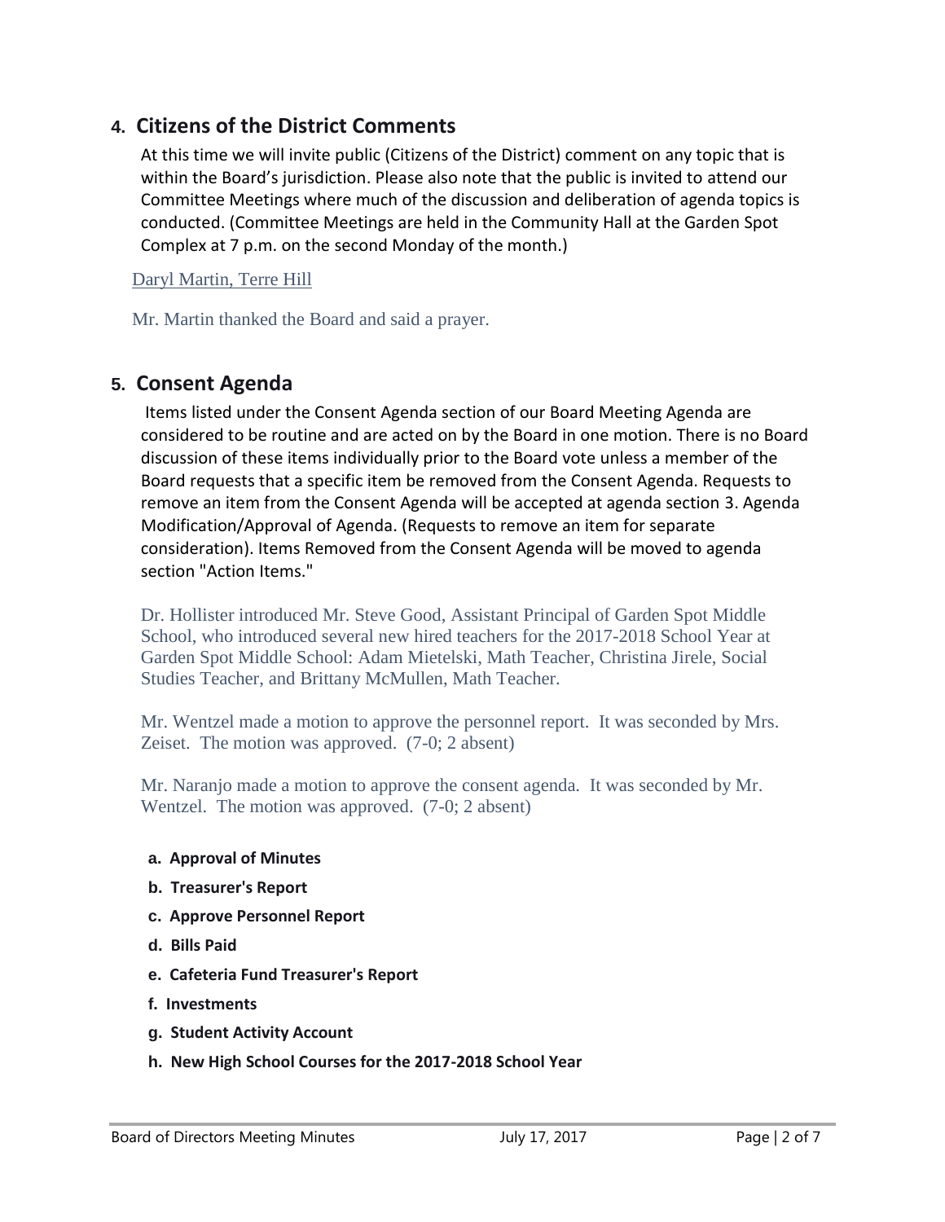## 4. Citizens of the District Comments

At this time we will invite public (Citizens of the District) comment on any topic that is within the Board's jurisdiction. Please also note that the public is invited to attend our Committee Meetings where much of the discussion and deliberation of agenda topics is conducted. (Committee Meetings are held in the Community Hall at the Garden Spot Complex at 7 p.m. on the second Monday of the month.)

Daryl Martin, Terre Hill

Mr. Martin thanked the Board and said a prayer.

## 5. Consent Agenda

Items listed under the Consent Agenda section of our Board Meeting Agenda are considered to be routine and are acted on by the Board in one motion. There is no Board discussion of these items individually prior to the Board vote unless a member of the Board requests that a specific item be removed from the Consent Agenda. Requests to remove an item from the Consent Agenda will be accepted at agenda section 3. Agenda Modification/Approval of Agenda. (Requests to remove an item for separate consideration). Items Removed from the Consent Agenda will be moved to agenda section "Action Items."

Dr. Hollister introduced Mr. Steve Good, Assistant Principal of Garden Spot Middle School, who introduced several new hired teachers for the 2017-2018 School Year at Garden Spot Middle School: Adam Mietelski, Math Teacher, Christina Jirele, Social Studies Teacher, and Brittany McMullen, Math Teacher.

Mr. Wentzel made a motion to approve the personnel report. It was seconded by Mrs. Zeiset. The motion was approved. (7-0; 2 absent)

Mr. Naranjo made a motion to approve the consent agenda. It was seconded by Mr. Wentzel. The motion was approved. (7-0; 2 absent)

- **a. Approval of Minutes**
- **b. Treasurer's Report**
- **c. Approve Personnel Report**
- **d. Bills Paid**
- **e. Cafeteria Fund Treasurer's Report**
- **f. Investments**
- **g. Student Activity Account**
- **h. New High School Courses for the 2017-2018 School Year**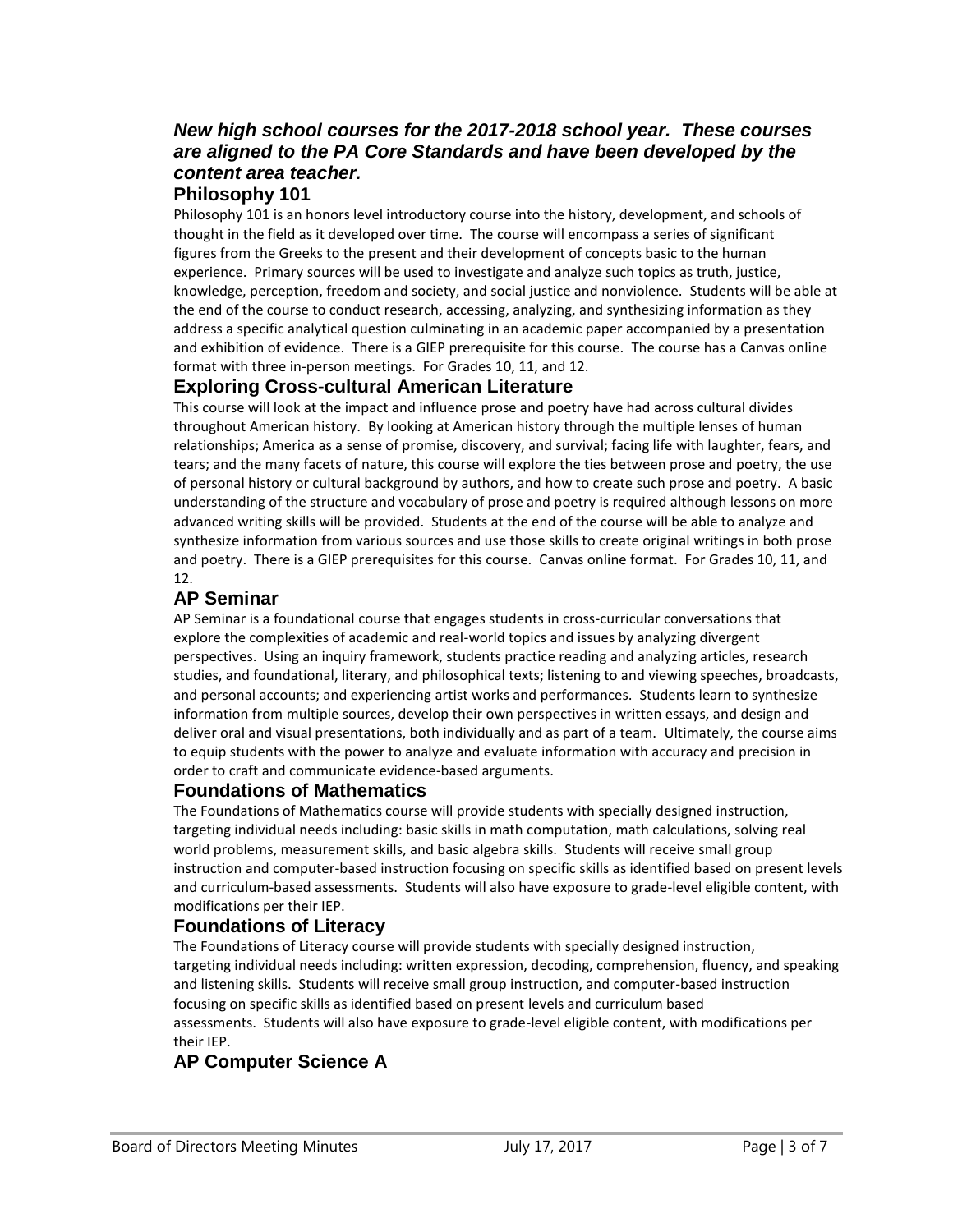***New high school courses for the 2017-2018 school year. These courses are aligned to the PA Core Standards and have been developed by the content area teacher.***

## Philosophy 101

Philosophy 101 is an honors level introductory course into the history, development, and schools of thought in the field as it developed over time. The course will encompass a series of significant figures from the Greeks to the present and their development of concepts basic to the human experience. Primary sources will be used to investigate and analyze such topics as truth, justice, knowledge, perception, freedom and society, and social justice and nonviolence. Students will be able at the end of the course to conduct research, accessing, analyzing, and synthesizing information as they address a specific analytical question culminating in an academic paper accompanied by a presentation and exhibition of evidence. There is a GIEP prerequisite for this course. The course has a Canvas online format with three in-person meetings. For Grades 10, 11, and 12.

## Exploring Cross-cultural American Literature

This course will look at the impact and influence prose and poetry have had across cultural divides throughout American history. By looking at American history through the multiple lenses of human relationships; America as a sense of promise, discovery, and survival; facing life with laughter, fears, and tears; and the many facets of nature, this course will explore the ties between prose and poetry, the use of personal history or cultural background by authors, and how to create such prose and poetry. A basic understanding of the structure and vocabulary of prose and poetry is required although lessons on more advanced writing skills will be provided. Students at the end of the course will be able to analyze and synthesize information from various sources and use those skills to create original writings in both prose and poetry. There is a GIEP prerequisites for this course. Canvas online format. For Grades 10, 11, and 12.

## AP Seminar

AP Seminar is a foundational course that engages students in cross-curricular conversations that explore the complexities of academic and real-world topics and issues by analyzing divergent perspectives. Using an inquiry framework, students practice reading and analyzing articles, research studies, and foundational, literary, and philosophical texts; listening to and viewing speeches, broadcasts, and personal accounts; and experiencing artist works and performances. Students learn to synthesize information from multiple sources, develop their own perspectives in written essays, and design and deliver oral and visual presentations, both individually and as part of a team. Ultimately, the course aims to equip students with the power to analyze and evaluate information with accuracy and precision in order to craft and communicate evidence-based arguments.

## Foundations of Mathematics

The Foundations of Mathematics course will provide students with specially designed instruction, targeting individual needs including: basic skills in math computation, math calculations, solving real world problems, measurement skills, and basic algebra skills. Students will receive small group instruction and computer-based instruction focusing on specific skills as identified based on present levels and curriculum-based assessments. Students will also have exposure to grade-level eligible content, with modifications per their IEP.

## Foundations of Literacy

The Foundations of Literacy course will provide students with specially designed instruction, targeting individual needs including: written expression, decoding, comprehension, fluency, and speaking and listening skills. Students will receive small group instruction, and computer-based instruction focusing on specific skills as identified based on present levels and curriculum based assessments. Students will also have exposure to grade-level eligible content, with modifications per their IEP.

## AP Computer Science A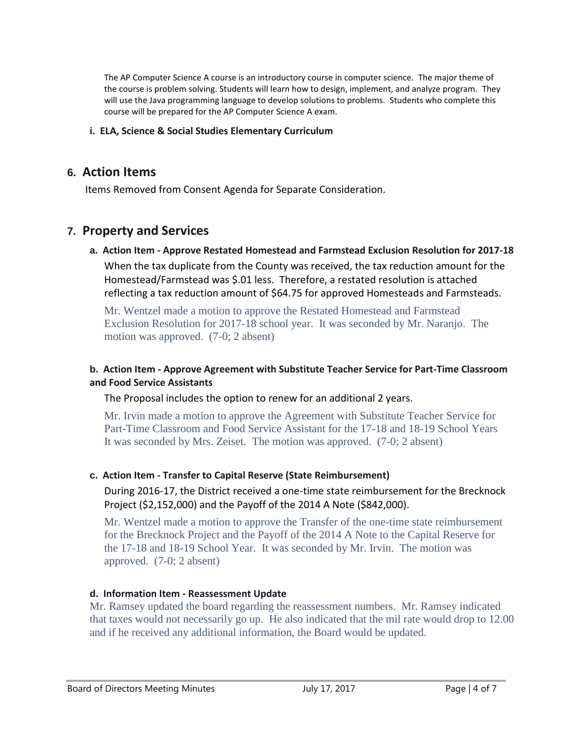The AP Computer Science A course is an introductory course in computer science. The major theme of the course is problem solving. Students will learn how to design, implement, and analyze program. They will use the Java programming language to develop solutions to problems. Students who complete this course will be prepared for the AP Computer Science A exam.

**i. ELA, Science & Social Studies Elementary Curriculum**

## 6. Action Items

Items Removed from Consent Agenda for Separate Consideration.

## 7. Property and Services

**a. Action Item - Approve Restated Homestead and Farmstead Exclusion Resolution for 2017-18**

When the tax duplicate from the County was received, the tax reduction amount for the Homestead/Farmstead was $.01 less. Therefore, a restated resolution is attached reflecting a tax reduction amount of $64.75 for approved Homesteads and Farmsteads.

Mr. Wentzel made a motion to approve the Restated Homestead and Farmstead Exclusion Resolution for 2017-18 school year. It was seconded by Mr. Naranjo. The motion was approved. (7-0; 2 absent)

**b. Action Item - Approve Agreement with Substitute Teacher Service for Part-Time Classroom and Food Service Assistants**

The Proposal includes the option to renew for an additional 2 years.

Mr. Irvin made a motion to approve the Agreement with Substitute Teacher Service for Part-Time Classroom and Food Service Assistant for the 17-18 and 18-19 School Years It was seconded by Mrs. Zeiset. The motion was approved. (7-0; 2 absent)

**c. Action Item - Transfer to Capital Reserve (State Reimbursement)**

During 2016-17, the District received a one-time state reimbursement for the Brecknock Project ($2,152,000) and the Payoff of the 2014 A Note ($842,000).

Mr. Wentzel made a motion to approve the Transfer of the one-time state reimbursement for the Brecknock Project and the Payoff of the 2014 A Note to the Capital Reserve for the 17-18 and 18-19 School Year. It was seconded by Mr. Irvin. The motion was approved. (7-0; 2 absent)

**d. Information Item - Reassessment Update**

Mr. Ramsey updated the board regarding the reassessment numbers. Mr. Ramsey indicated that taxes would not necessarily go up. He also indicated that the mil rate would drop to 12.00 and if he received any additional information, the Board would be updated.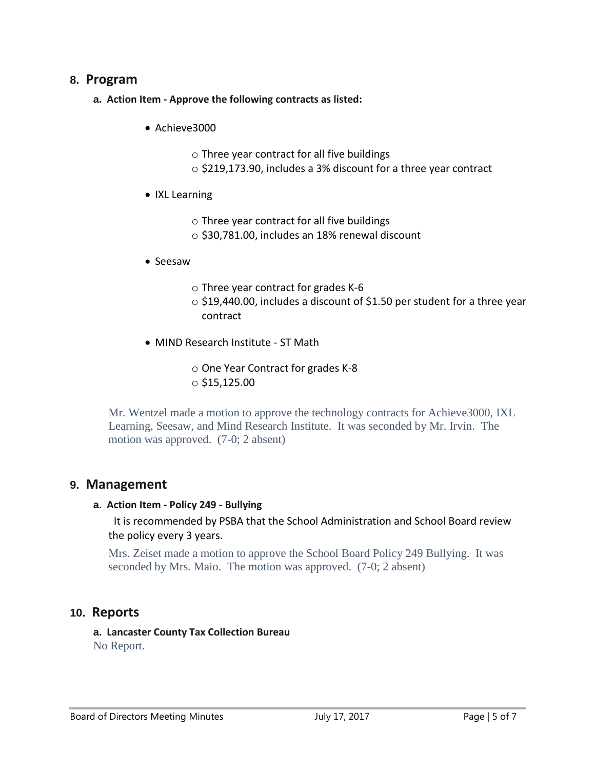## 8. Program

**a. Action Item - Approve the following contracts as listed:**

- Achieve3000
  - Three year contract for all five buildings
  - $219,173.90, includes a 3% discount for a three year contract
- IXL Learning
  - Three year contract for all five buildings
  - $30,781.00, includes an 18% renewal discount
- Seesaw
  - Three year contract for grades K-6
  - $19,440.00, includes a discount of $1.50 per student for a three year contract
- MIND Research Institute - ST Math
  - One Year Contract for grades K-8
  - $15,125.00

Mr. Wentzel made a motion to approve the technology contracts for Achieve3000, IXL Learning, Seesaw, and Mind Research Institute. It was seconded by Mr. Irvin. The motion was approved. (7-0; 2 absent)

## 9. Management

**a. Action Item - Policy 249 - Bullying**

It is recommended by PSBA that the School Administration and School Board review the policy every 3 years.

Mrs. Zeiset made a motion to approve the School Board Policy 249 Bullying. It was seconded by Mrs. Maio. The motion was approved. (7-0; 2 absent)

## 10. Reports

**a. Lancaster County Tax Collection Bureau**

No Report.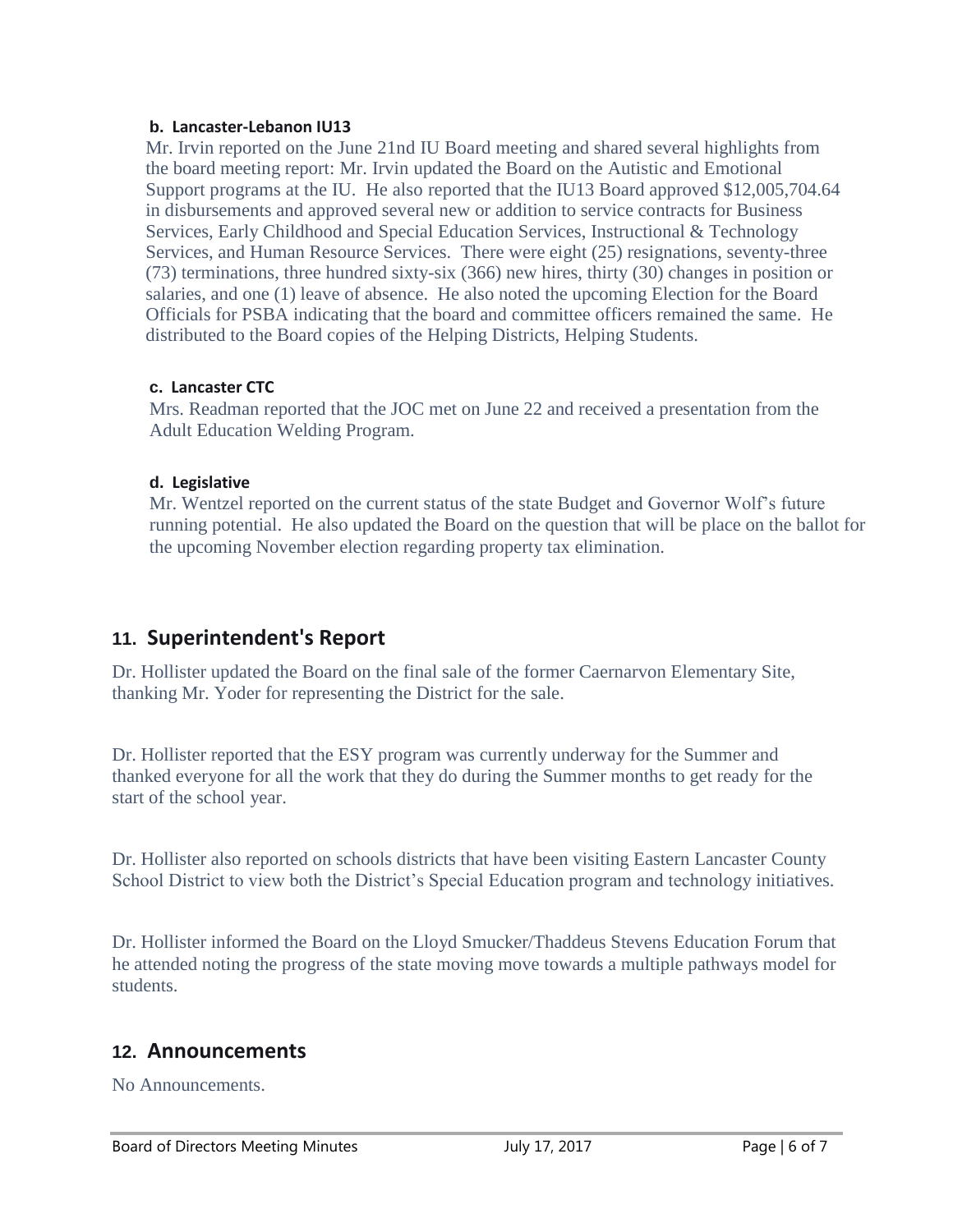#### b. Lancaster-Lebanon IU13

Mr. Irvin reported on the June 21nd IU Board meeting and shared several highlights from the board meeting report: Mr. Irvin updated the Board on the Autistic and Emotional Support programs at the IU. He also reported that the IU13 Board approved $12,005,704.64 in disbursements and approved several new or addition to service contracts for Business Services, Early Childhood and Special Education Services, Instructional & Technology Services, and Human Resource Services. There were eight (25) resignations, seventy-three (73) terminations, three hundred sixty-six (366) new hires, thirty (30) changes in position or salaries, and one (1) leave of absence. He also noted the upcoming Election for the Board Officials for PSBA indicating that the board and committee officers remained the same. He distributed to the Board copies of the Helping Districts, Helping Students.

#### c. Lancaster CTC

Mrs. Readman reported that the JOC met on June 22 and received a presentation from the Adult Education Welding Program.

#### d. Legislative

Mr. Wentzel reported on the current status of the state Budget and Governor Wolf's future running potential. He also updated the Board on the question that will be place on the ballot for the upcoming November election regarding property tax elimination.

## 11. Superintendent's Report

Dr. Hollister updated the Board on the final sale of the former Caernarvon Elementary Site, thanking Mr. Yoder for representing the District for the sale.

Dr. Hollister reported that the ESY program was currently underway for the Summer and thanked everyone for all the work that they do during the Summer months to get ready for the start of the school year.

Dr. Hollister also reported on schools districts that have been visiting Eastern Lancaster County School District to view both the District's Special Education program and technology initiatives.

Dr. Hollister informed the Board on the Lloyd Smucker/Thaddeus Stevens Education Forum that he attended noting the progress of the state moving move towards a multiple pathways model for students.

## 12. Announcements

No Announcements.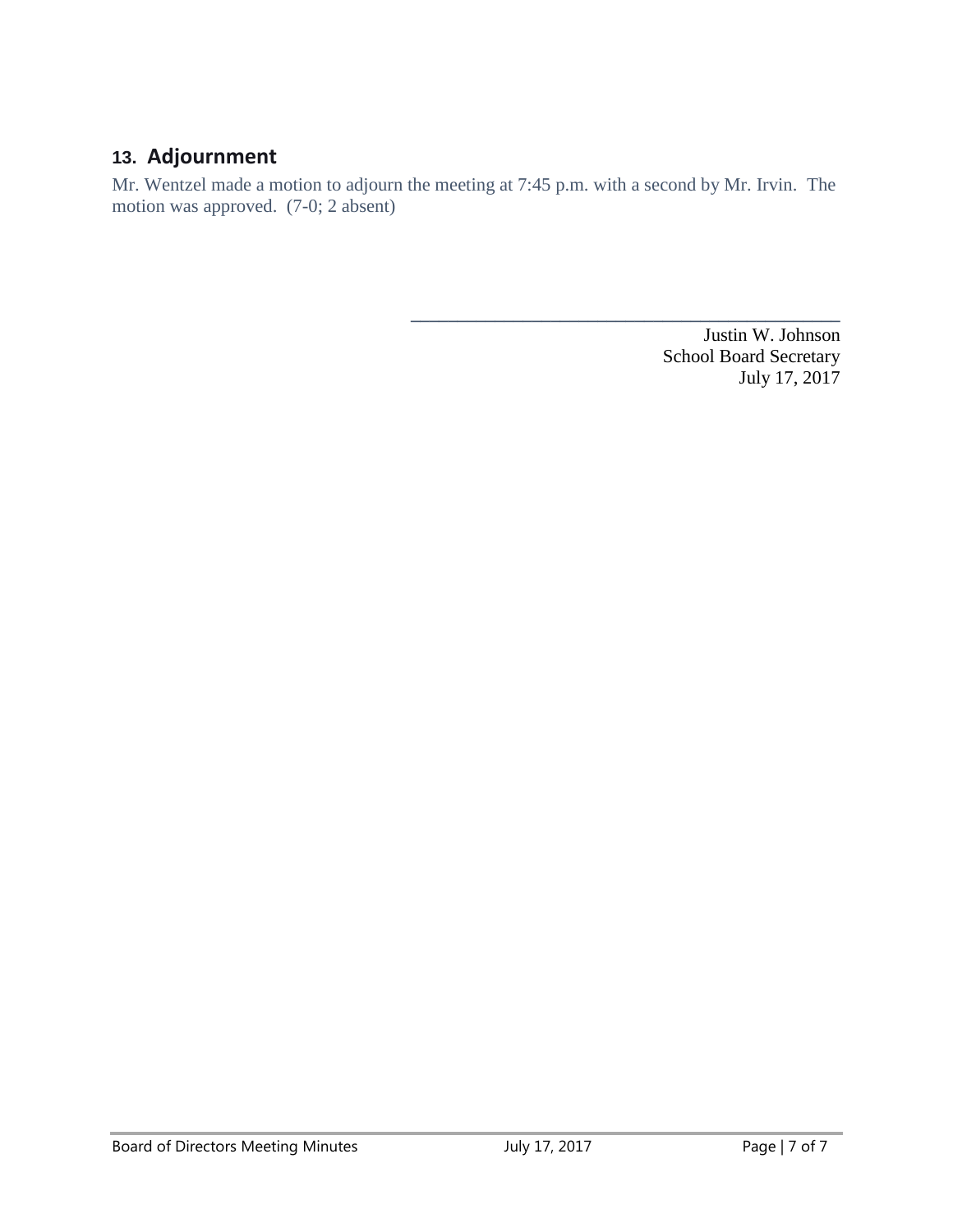## 13. Adjournment

Mr. Wentzel made a motion to adjourn the meeting at 7:45 p.m. with a second by Mr. Irvin. The motion was approved. (7-0; 2 absent)

\_\_\_\_\_\_\_\_\_\_\_\_\_\_\_\_\_\_\_\_\_\_\_\_\_\_\_\_\_\_\_\_\_\_\_\_\_\_\_\_

Justin W. Johnson
School Board Secretary
July 17, 2017